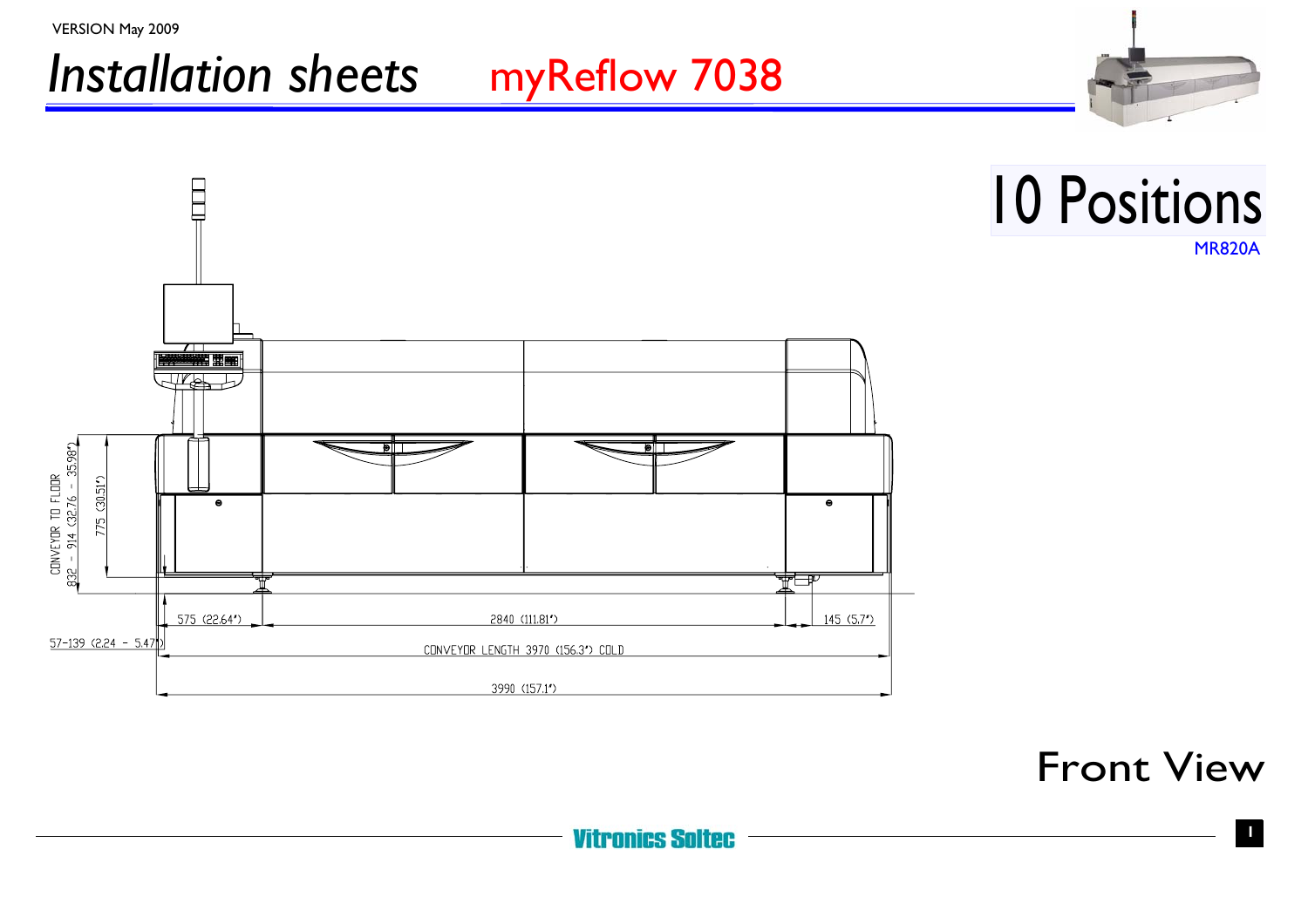VERSION May 2009

# *Installation sheets* myReflow 7038

# 10 Positions

MR820A

CONVEYOR TO FLOOR 832 - 914 (32.76 - 35.98")

775 (30.51")

575 (22.64")

2840 (111.81")

145 (5.7")

57-139 (2.24 - 5.47")

CONVEYOR LENGTH 3970 (156.3") COLD

3990 (157.1")

## Front View

Vitronics Soltec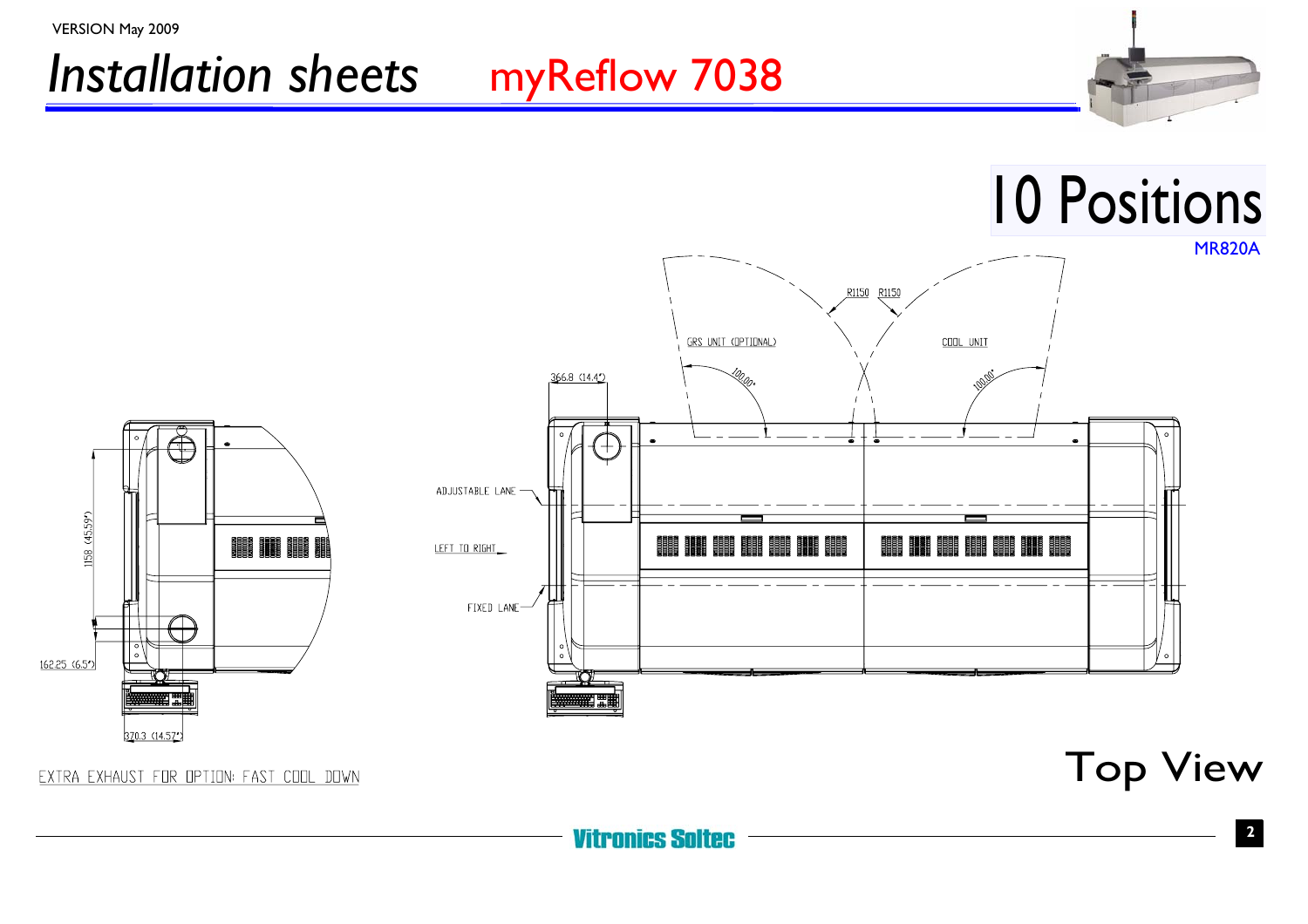VERSION May 2009

# *Installation sheets* myReflow 7038

## 10 Positions

MR820A

R1150 R1150

GRS UNIT (OPTIONAL)

COOL UNIT

100,00°

100,00°

366.8 (14.4")

ADJUSTABLE LANE

LEFT TO RIGHT

FIXED LANE

1158 (45.59")

162.25 (6.5")

370.3 (14.57")

EXTRA EXHAUST FOR OPTION: FAST COOL DOWN

## Top View

Vitronics Soltec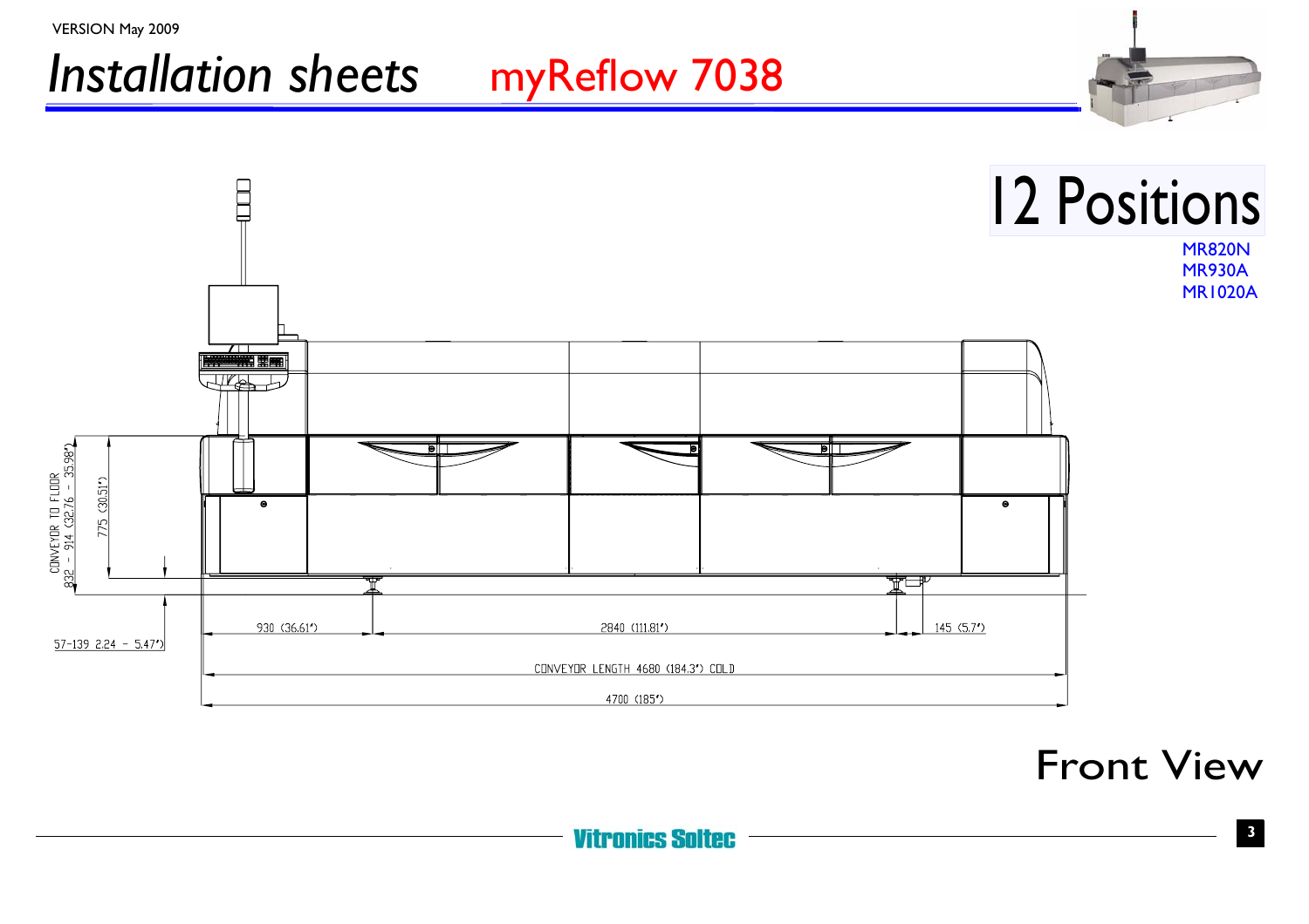VERSION May 2009

# *Installation sheets* myReflow 7038

## 12 Positions

MR820N
MR930A
MR1020A

CONVEYOR TO FLOOR 832 - 914 (32.76 - 35.98")

775 (30.51")

57-139 2.24 - 5.47")

930 (36.61")

2840 (111.81")

145 (5.7")

CONVEYOR LENGTH 4680 (184.3") COLD

4700 (185")

## Front View

Vitronics Soltec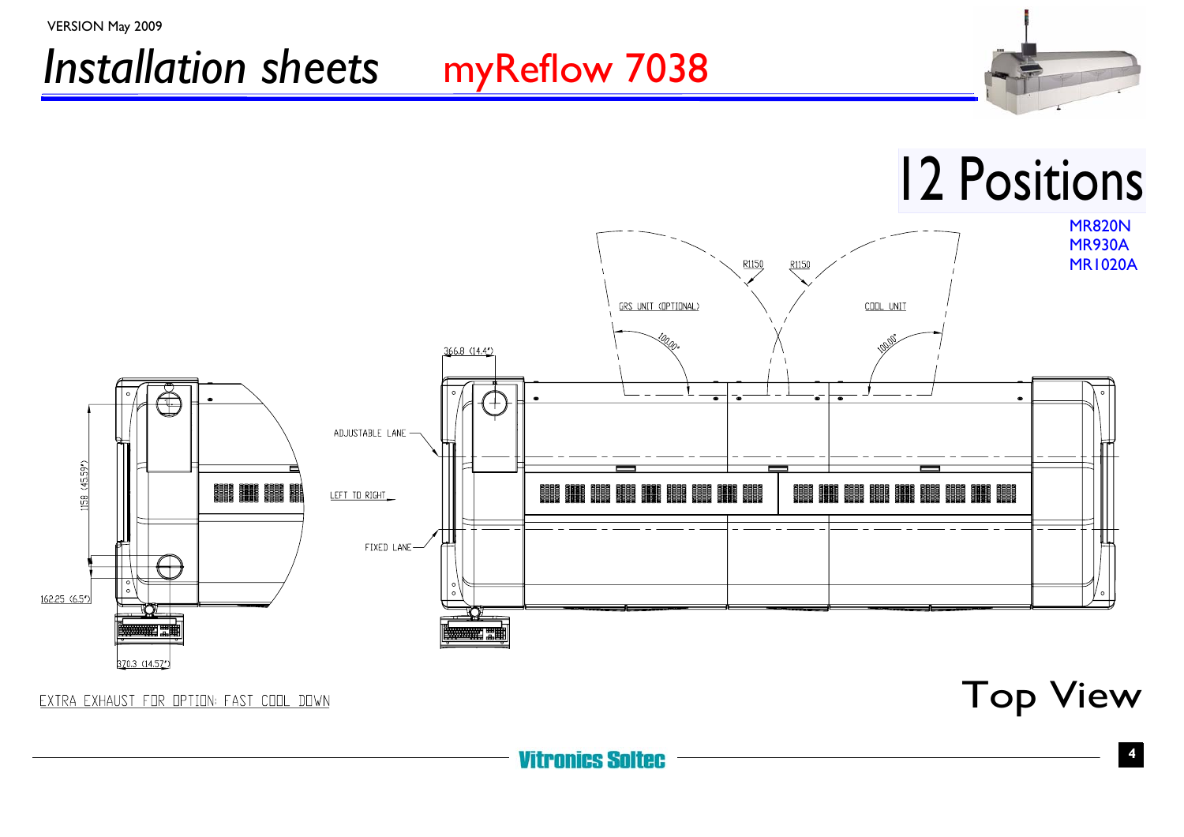VERSION May 2009

# *Installation sheets* myReflow 7038

# 12 Positions

MR820N
MR930A
MR1020A

R1150

R1150

GRS UNIT (OPTIONAL)

COOL UNIT

100.00°

100.00°

366.8 (14.4")

ADJUSTABLE LANE

LEFT TO RIGHT

FIXED LANE

1158 (45.59")

162.25 (6.5")

370.3 (14.57")

EXTRA EXHAUST FOR OPTION: FAST COOL DOWN

## Top View

Vitronics Soltec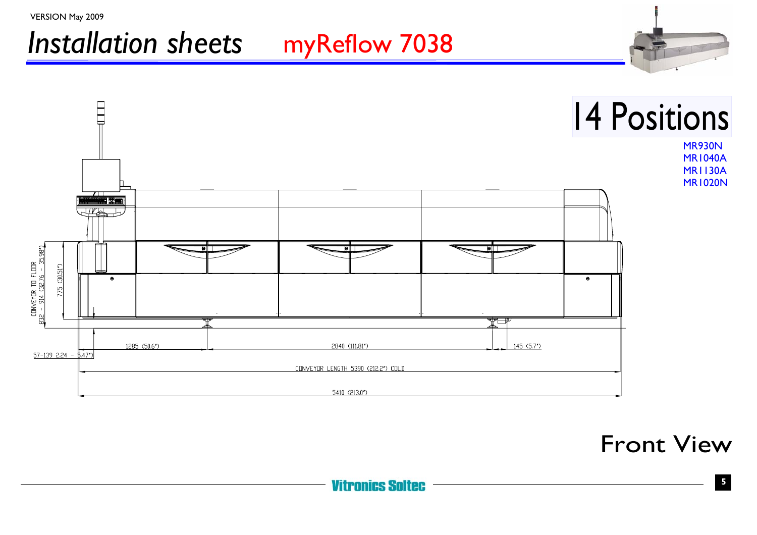VERSION May 2009

# *Installation sheets* myReflow 7038

## 14 Positions

MR930N
MR1040A
MR1130A
MR1020N

CONVEYOR TO FLOOR 832 - 914 (32.76 - 35.98")

775 (30.51")

57-139 2.24 - 5.47")

1285 (50.6")

2840 (111.81")

145 (5.7")

CONVEYOR LENGTH 5390 (212.2") COLD

5410 (213.0")

## Front View

Vitronics Soltec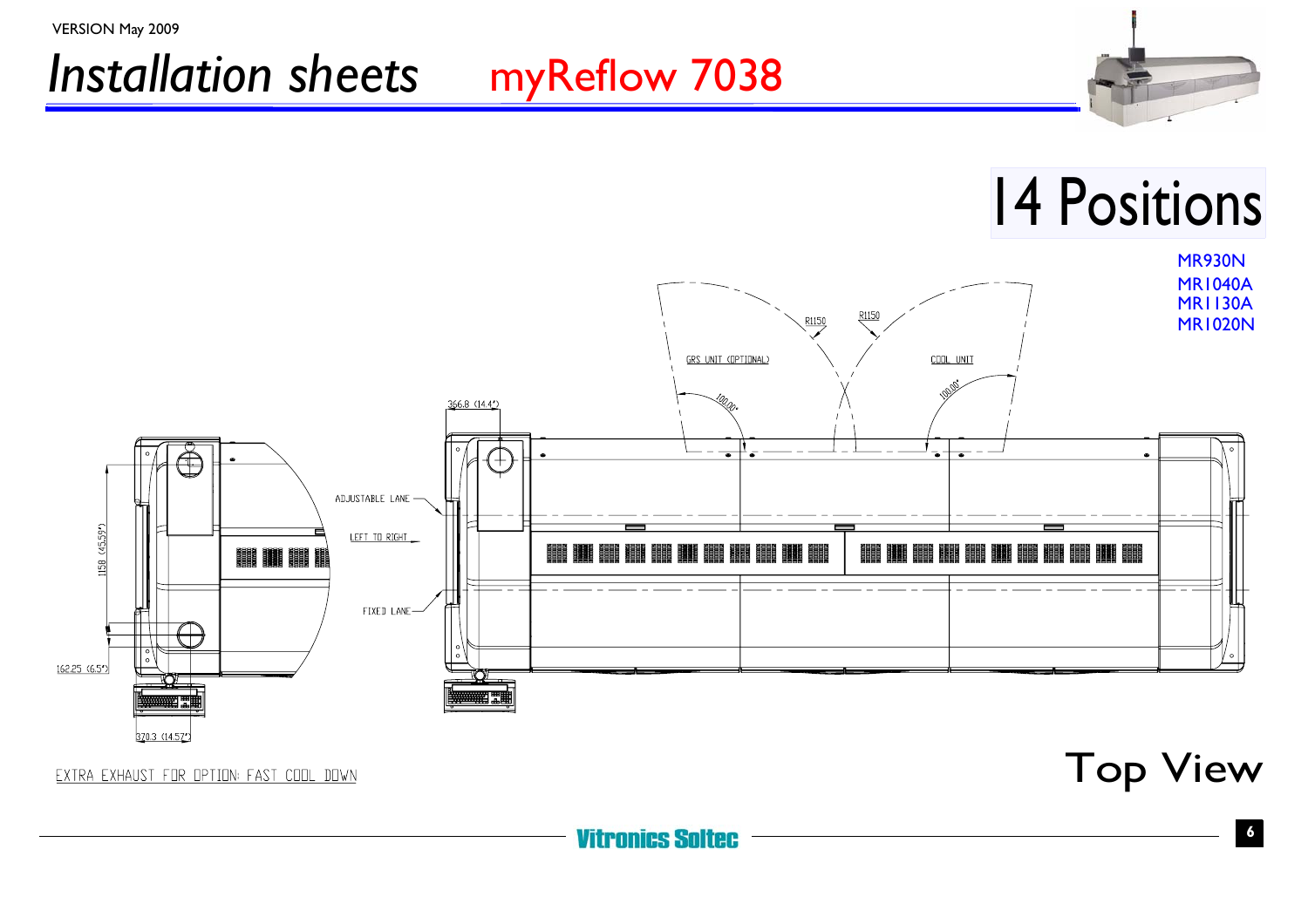VERSION May 2009

# Installation sheets myReflow 7038

# 14 Positions

MR930N
MR1040A
MR1130A
MR1020N

R1150

R1150

GRS UNIT (OPTIONAL)

COOL UNIT

100.00°

100.00°

366.8 (14.4")

ADJUSTABLE LANE

LEFT TO RIGHT

FIXED LANE

1158 (45.59")

162.25 (6.5")

370.3 (14.57")

EXTRA EXHAUST FOR OPTION: FAST COOL DOWN

## Top View

Vitronics Soltec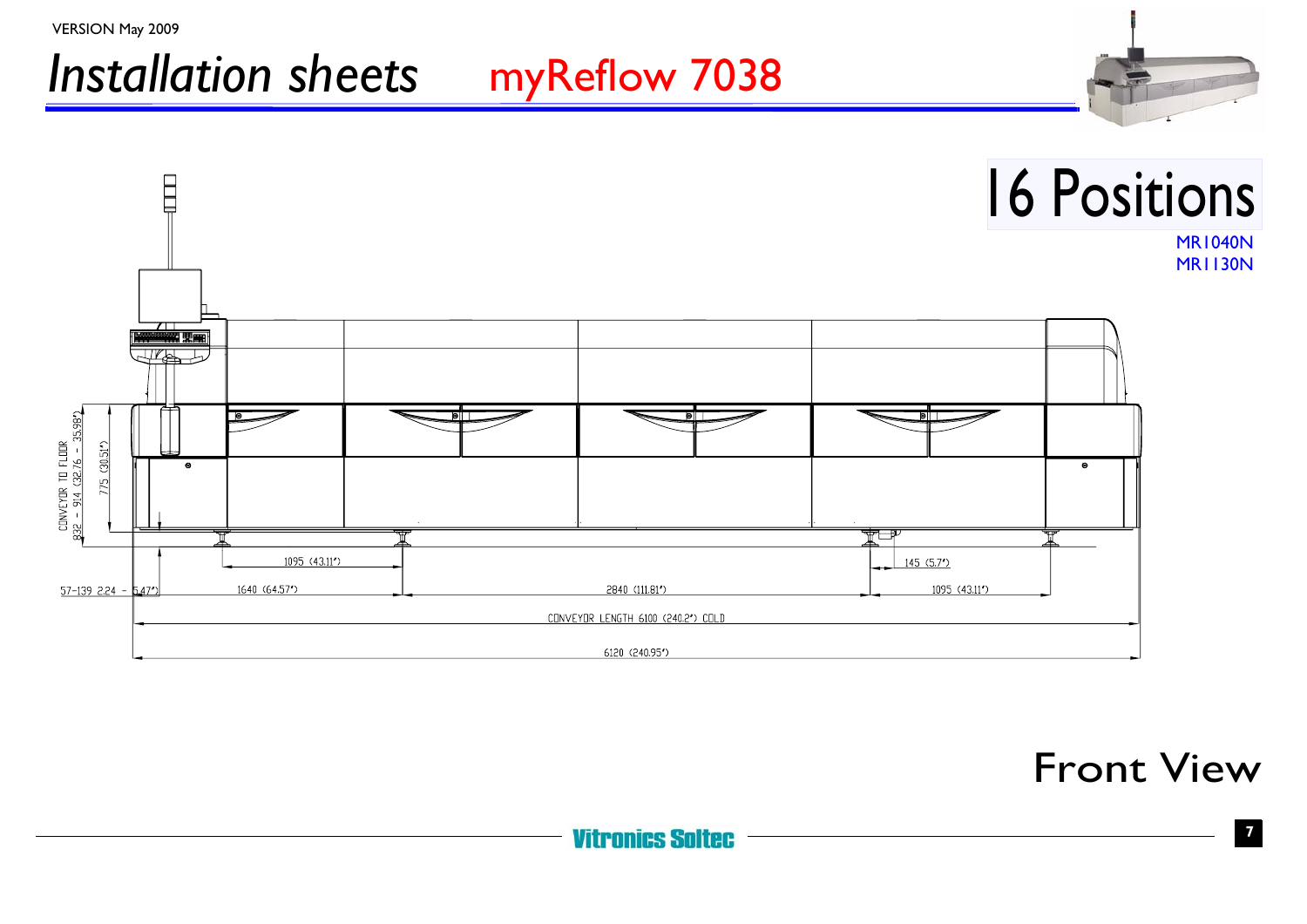VERSION May 2009

# *Installation sheets* myReflow 7038

## 16 Positions

MR1040N
MR1130N

CONVEYOR TO FLOOR 832 - 914 (32.76 - 35.98")

775 (30.51")

57-139 2.24 - 5.47")

1095 (43.11")

1640 (64.57")

2840 (111.81")

145 (5.7")

1095 (43.11")

CONVEYOR LENGTH 6100 (240.2") COLD

6120 (240.95")

## Front View

Vitronics Soltec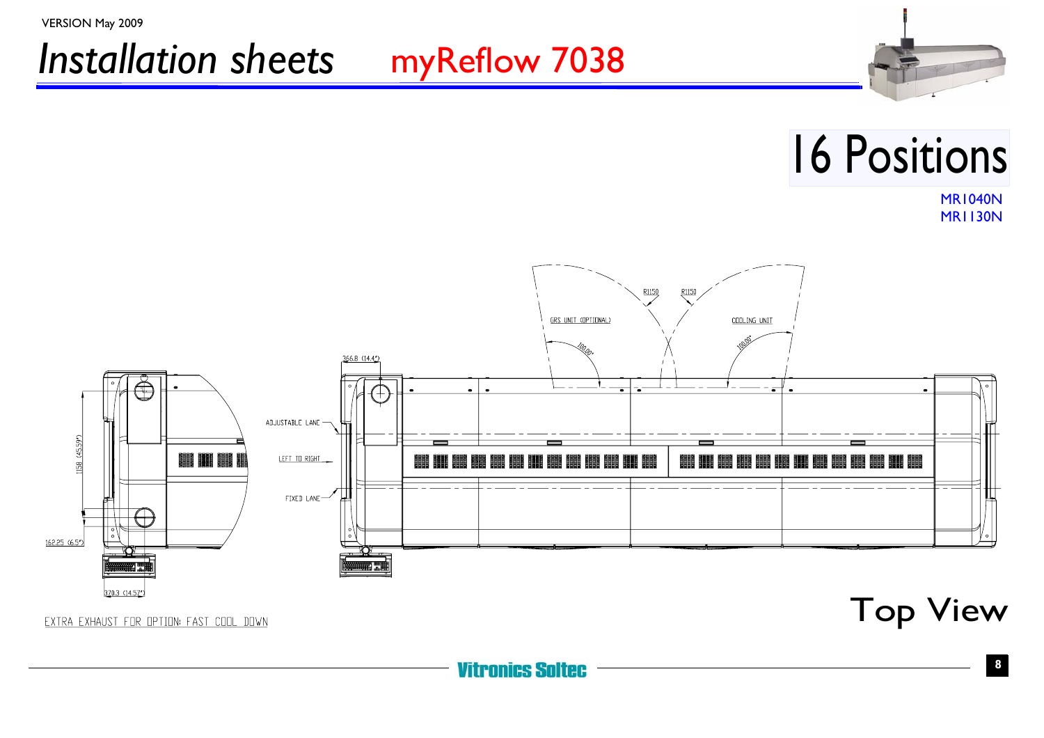VERSION May 2009

# *Installation sheets* myReflow 7038

# 16 Positions

MR1040N
MR1130N

R1150

R1150

GRS UNIT (OPTIONAL)

COOLING UNIT

100.00°

100.00°

366.8 (14.4")

ADJUSTABLE LANE

LEFT TO RIGHT

FIXED LANE

1158 (45.59")

162.25 (6.5")

370.3 (14.57")

EXTRA EXHAUST FOR OPTION: FAST COOL DOWN

## Top View

Vitronics Soltec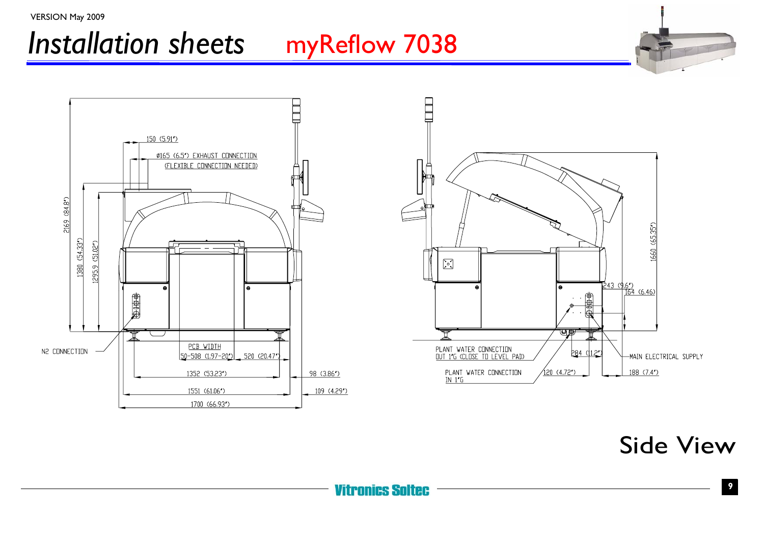VERSION May 2009

# *Installation sheets* myReflow 7038

150 (5.91")

Ø165 (6.5") EXHAUST CONNECTION
(FLEXIBLE CONNECTION NEEDED)

2169 (84.8")

1380 (54.33")

1295.9 (51.02")

N2 CONNECTION

PCB WIDTH
50-508 (1.97-20")

520 (20.47")

1352 (53.23")

98 (3.86")

1551 (61.06")

109 (4.29")

1700 (66.93")

1660 (65.35")

243 (9.6")

164 (6.46")

PLANT WATER CONNECTION
OUT 1"G (CLOSE TO LEVEL PAD)

284 (11.2")

MAIN ELECTRICAL SUPPLY

PLANT WATER CONNECTION
IN 1"G

120 (4.72")

188 (7.4")

## Side View

Vitronics Soltec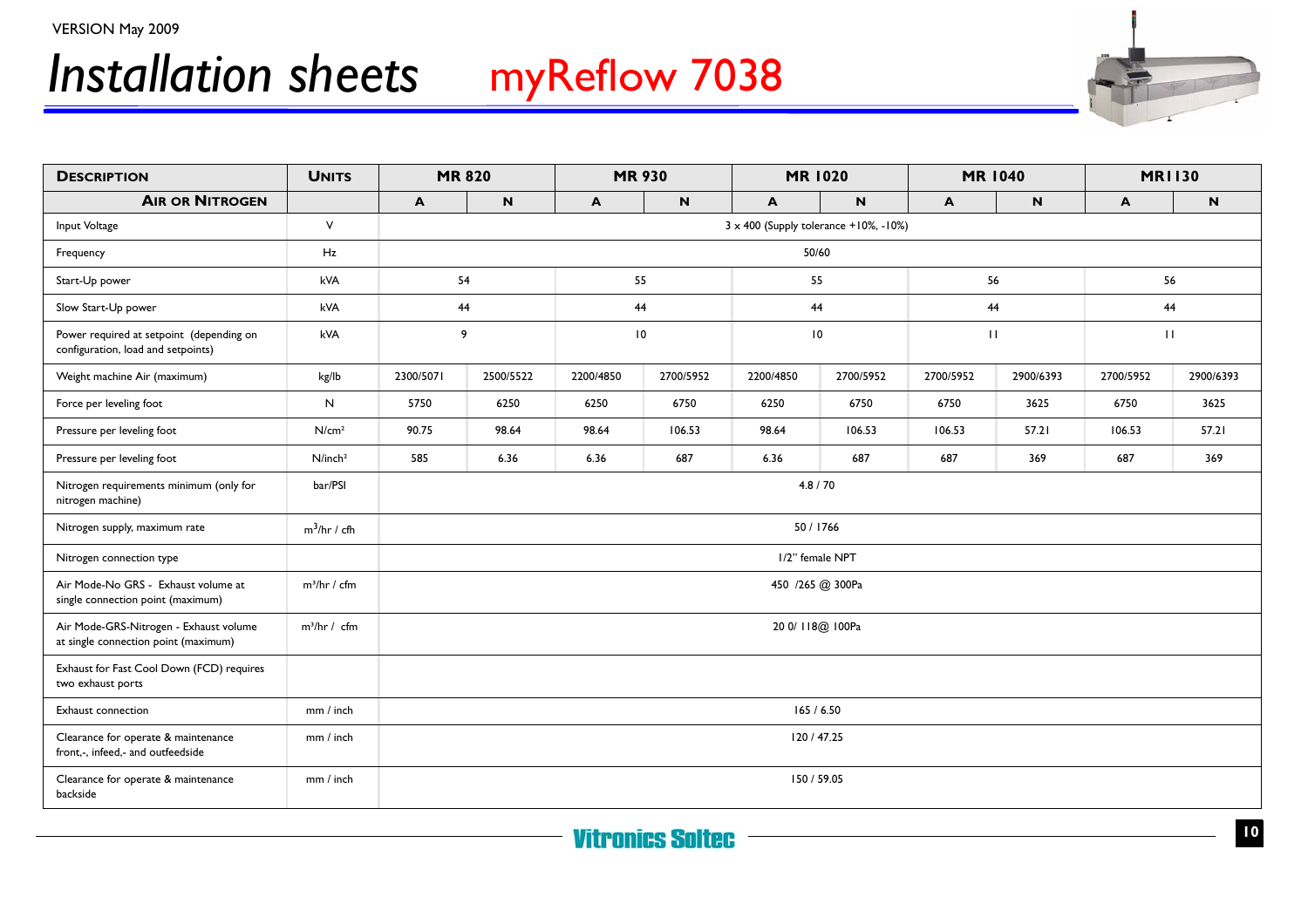VERSION May 2009

# *Installation sheets* myReflow 7038

| DESCRIPTION | UNITS | MR 820 | | MR 930 | | MR 1020 | | MR 1040 | | MR1130 | |
|---|---|---|---|---|---|---|---|---|---|---|---|
| AIR OR NITROGEN | | A | N | A | N | A | N | A | N | A | N |
| Input Voltage | V | 3 x 400 (Supply tolerance +10%, -10%) | | | | | | | | | |
| Frequency | Hz | 50/60 | | | | | | | | | |
| Start-Up power | kVA | 54 | | 55 | | 55 | | 56 | | 56 | |
| Slow Start-Up power | kVA | 44 | | 44 | | 44 | | 44 | | 44 | |
| Power required at setpoint (depending on configuration, load and setpoints) | kVA | 9 | | 10 | | 10 | | 11 | | 11 | |
| Weight machine Air (maximum) | kg/lb | 2300/5071 | 2500/5522 | 2200/4850 | 2700/5952 | 2200/4850 | 2700/5952 | 2700/5952 | 2900/6393 | 2700/5952 | 2900/6393 |
| Force per leveling foot | N | 5750 | 6250 | 6250 | 6750 | 6250 | 6750 | 6750 | 3625 | 6750 | 3625 |
| Pressure per leveling foot | N/cm² | 90.75 | 98.64 | 98.64 | 106.53 | 98.64 | 106.53 | 106.53 | 57.21 | 106.53 | 57.21 |
| Pressure per leveling foot | N/inch² | 585 | 6.36 | 6.36 | 687 | 6.36 | 687 | 687 | 369 | 687 | 369 |
| Nitrogen requirements minimum (only for nitrogen machine) | bar/PSI | 4.8 / 70 | | | | | | | | | |
| Nitrogen supply, maximum rate | m³/hr / cfh | 50 / 1766 | | | | | | | | | |
| Nitrogen connection type | | 1/2" female NPT | | | | | | | | | |
| Air Mode-No GRS - Exhaust volume at single connection point (maximum) | m³/hr / cfm | 450 /265 @ 300Pa | | | | | | | | | |
| Air Mode-GRS-Nitrogen - Exhaust volume at single connection point (maximum) | m³/hr / cfm | 20 0/ 118@ 100Pa | | | | | | | | | |
| Exhaust for Fast Cool Down (FCD) requires two exhaust ports | | | | | | | | | | | |
| Exhaust connection | mm / inch | 165 / 6.50 | | | | | | | | | |
| Clearance for operate & maintenance front,-, infeed,- and outfeedside | mm / inch | 120 / 47.25 | | | | | | | | | |
| Clearance for operate & maintenance backside | mm / inch | 150 / 59.05 | | | | | | | | | |

Vitronics Soltec